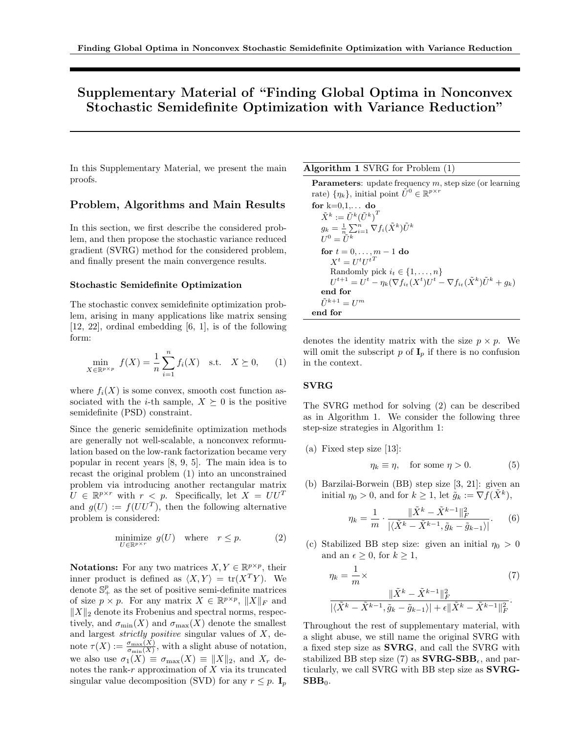# Supplementary Material of "Finding Global Optima in Nonconvex Stochastic Semidefinite Optimization with Variance Reduction"

In this Supplementary Material, we present the main proofs.

## Problem, Algorithms and Main Results

In this section, we first describe the considered problem, and then propose the stochastic variance reduced gradient (SVRG) method for the considered problem, and finally present the main convergence results.

### Stochastic Semidefinite Optimization

The stochastic convex semidefinite optimization problem, arising in many applications like matrix sensing [12, 22], ordinal embedding [6, 1], is of the following form:

$$\min_{X \in \mathbb{R}^{p\times p}} \ f(X) = \frac{1}{n}\sum_{i=1}^n f_i(X) \quad \text{s.t.} \quad X \succeq 0, \qquad (1)$$

where $f_i(X)$ is some convex, smooth cost function associated with the $i$-th sample, $X \succeq 0$ is the positive semidefinite (PSD) constraint.

Since the generic semidefinite optimization methods are generally not well-scalable, a nonconvex reformulation based on the low-rank factorization became very popular in recent years [8, 9, 5]. The main idea is to recast the original problem (1) into an unconstrained problem via introducing another rectangular matrix $U \in \mathbb{R}^{p\times r}$ with $r < p$. Specifically, let $X = UU^T$ and $g(U) := f(UU^T)$, then the following alternative problem is considered:

$$\operatorname*{minimize}_{U\in\mathbb{R}^{p\times r}} \ g(U) \quad \text{where} \quad r \le p. \qquad (2)$$

**Notations:** For any two matrices $X, Y \in \mathbb{R}^{p\times p}$, their inner product is defined as $\langle X, Y\rangle = \mathrm{tr}(X^TY)$. We denote $\mathbb{S}_+^p$ as the set of positive semi-definite matrices of size $p \times p$. For any matrix $X \in \mathbb{R}^{p\times p}$, $\|X\|_F$ and $\|X\|_2$ denote its Frobenius and spectral norms, respectively, and $\sigma_{\min}(X)$ and $\sigma_{\max}(X)$ denote the smallest and largest *strictly positive* singular values of $X$, denote $\tau(X) := \frac{\sigma_{\max}(X)}{\sigma_{\min}(X)}$, with a slight abuse of notation, we also use $\sigma_1(X) \equiv \sigma_{\max}(X) \equiv \|X\|_2$, and $X_r$ denotes the rank-$r$ approximation of $X$ via its truncated singular value decomposition (SVD) for any $r \le p$. $\mathbf{I}_p$ denotes the identity matrix with the size $p \times p$. We will omit the subscript $p$ of $\mathbf{I}_p$ if there is no confusion in the context.

**Algorithm 1** SVRG for Problem (1)

```
Parameters: update frequency m, step size (or learning rate) {η_k}, initial point Ũ^0 ∈ R^{p×r}
for k=0,1,... do
    X̃^k := Ũ^k (Ũ^k)^T
    g_k = (1/n) Σ_{i=1}^n ∇f_i(X̃^k) Ũ^k
    U^0 = Ũ^k
    for t = 0,...,m−1 do
        X^t = U^t U^{tT}
        Randomly pick i_t ∈ {1,...,n}
        U^{t+1} = U^t − η_k(∇f_{i_t}(X^t)U^t − ∇f_{i_t}(X̃^k)Ũ^k + g_k)
    end for
    Ũ^{k+1} = U^m
end for
```

### SVRG

The SVRG method for solving (2) can be described as in Algorithm 1. We consider the following three step-size strategies in Algorithm 1:

(a) Fixed step size [13]:

$$\eta_k \equiv \eta, \quad \text{for some } \eta > 0. \qquad (5)$$

(b) Barzilai-Borwein (BB) step size [3, 21]: given an initial $\eta_0 > 0$, and for $k \ge 1$, let $\tilde{g}_k := \nabla f(\tilde{X}^k)$,

$$\eta_k = \frac{1}{m}\cdot\frac{\|\tilde{X}^k - \tilde{X}^{k-1}\|_F^2}{|\langle \tilde{X}^k - \tilde{X}^{k-1}, \tilde{g}_k - \tilde{g}_{k-1}\rangle|}. \qquad (6)$$

(c) Stabilized BB step size: given an initial $\eta_0 > 0$ and an $\epsilon \ge 0$, for $k \ge 1$,

$$\eta_k = \frac{1}{m}\times \frac{\|\tilde{X}^k - \tilde{X}^{k-1}\|_F^2}{|\langle \tilde{X}^k - \tilde{X}^{k-1}, \tilde{g}_k - \tilde{g}_{k-1}\rangle| + \epsilon\|\tilde{X}^k - \tilde{X}^{k-1}\|_F^2}. \qquad (7)$$

Throughout the rest of supplementary material, with a slight abuse, we still name the original SVRG with a fixed step size as **SVRG**, and call the SVRG with stabilized BB step size (7) as **SVRG-SBB$_\epsilon$**, and particularly, we call SVRG with BB step size as **SVRG-SBB$_0$**.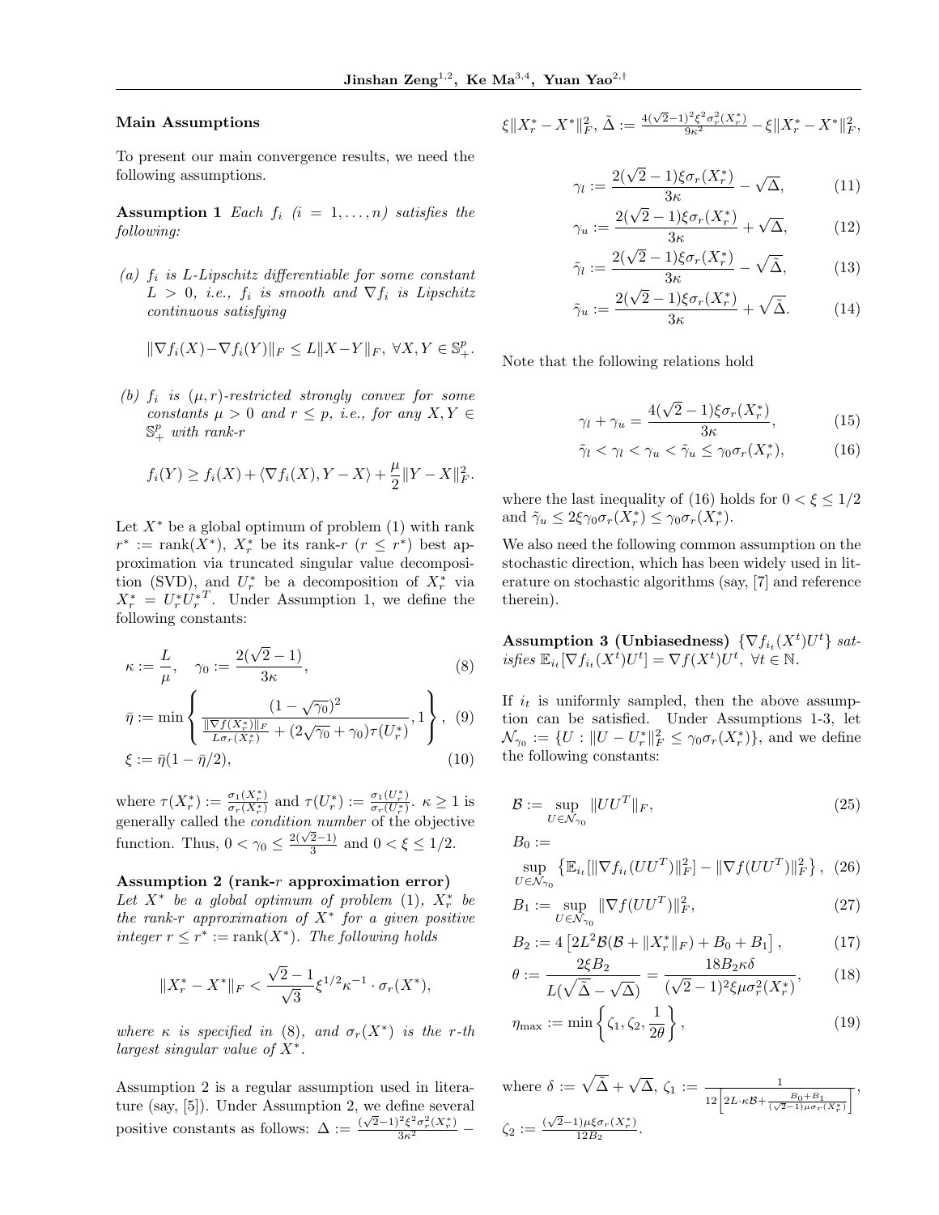**Main Assumptions**

To present our main convergence results, we need the following assumptions.

**Assumption 1** *Each $f_i$ ($i = 1, \ldots, n$) satisfies the following:*

*(a) $f_i$ is $L$-Lipschitz differentiable for some constant $L > 0$, i.e., $f_i$ is smooth and $\nabla f_i$ is Lipschitz continuous satisfying*

$$\|\nabla f_i(X) - \nabla f_i(Y)\|_F \leq L\|X - Y\|_F, \ \forall X, Y \in \mathbb{S}_+^p.$$

*(b) $f_i$ is $(\mu, r)$-restricted strongly convex for some constants $\mu > 0$ and $r \leq p$, i.e., for any $X, Y \in \mathbb{S}_+^p$ with rank-$r$*

$$f_i(Y) \geq f_i(X) + \langle \nabla f_i(X), Y - X\rangle + \frac{\mu}{2}\|Y - X\|_F^2.$$

Let $X^*$ be a global optimum of problem (1) with rank $r^* := \mathrm{rank}(X^*)$, $X_r^*$ be its rank-$r$ ($r \leq r^*$) best approximation via truncated singular value decomposition (SVD), and $U_r^*$ be a decomposition of $X_r^*$ via $X_r^* = U_r^* U_r^{*T}$. Under Assumption 1, we define the following constants:

$$\kappa := \frac{L}{\mu}, \quad \gamma_0 := \frac{2(\sqrt{2}-1)}{3\kappa}, \tag{8}$$

$$\bar{\eta} := \min\left\{ \frac{(1-\sqrt{\gamma_0})^2}{\frac{\|\nabla f(X_r^*)\|_F}{L\sigma_r(X_r^*)} + (2\sqrt{\gamma_0} + \gamma_0)\tau(U_r^*)}, 1 \right\}, \tag{9}$$

$$\xi := \bar{\eta}(1 - \bar{\eta}/2), \tag{10}$$

where $\tau(X_r^*) := \frac{\sigma_1(X_r^*)}{\sigma_r(X_r^*)}$ and $\tau(U_r^*) := \frac{\sigma_1(U_r^*)}{\sigma_r(U_r^*)}$. $\kappa \geq 1$ is generally called the *condition number* of the objective function. Thus, $0 < \gamma_0 \leq \frac{2(\sqrt{2}-1)}{3}$ and $0 < \xi \leq 1/2$.

**Assumption 2 (rank-$r$ approximation error)** *Let $X^*$ be a global optimum of problem (1), $X_r^*$ be the rank-$r$ approximation of $X^*$ for a given positive integer $r \leq r^* := \mathrm{rank}(X^*)$. The following holds*

$$\|X_r^* - X^*\|_F < \frac{\sqrt{2}-1}{\sqrt{3}}\xi^{1/2}\kappa^{-1} \cdot \sigma_r(X^*),$$

*where $\kappa$ is specified in (8), and $\sigma_r(X^*)$ is the $r$-th largest singular value of $X^*$.*

Assumption 2 is a regular assumption used in literature (say, [5]). Under Assumption 2, we define several positive constants as follows: $\Delta := \frac{(\sqrt{2}-1)^2\xi^2\sigma_r^2(X_r^*)}{3\kappa^2} - \xi\|X_r^* - X^*\|_F^2$, $\tilde{\Delta} := \frac{4(\sqrt{2}-1)^2\xi^2\sigma_r^2(X_r^*)}{9\kappa^2} - \xi\|X_r^* - X^*\|_F^2$,

$$\gamma_l := \frac{2(\sqrt{2}-1)\xi\sigma_r(X_r^*)}{3\kappa} - \sqrt{\Delta}, \tag{11}$$

$$\gamma_u := \frac{2(\sqrt{2}-1)\xi\sigma_r(X_r^*)}{3\kappa} + \sqrt{\Delta}, \tag{12}$$

$$\tilde{\gamma}_l := \frac{2(\sqrt{2}-1)\xi\sigma_r(X_r^*)}{3\kappa} - \sqrt{\tilde{\Delta}}, \tag{13}$$

$$\tilde{\gamma}_u := \frac{2(\sqrt{2}-1)\xi\sigma_r(X_r^*)}{3\kappa} + \sqrt{\tilde{\Delta}}. \tag{14}$$

Note that the following relations hold

$$\gamma_l + \gamma_u = \frac{4(\sqrt{2}-1)\xi\sigma_r(X_r^*)}{3\kappa}, \tag{15}$$

$$\tilde{\gamma}_l < \gamma_l < \gamma_u < \tilde{\gamma}_u \leq \gamma_0\sigma_r(X_r^*), \tag{16}$$

where the last inequality of (16) holds for $0 < \xi \leq 1/2$ and $\tilde{\gamma}_u \leq 2\xi\gamma_0\sigma_r(X_r^*) \leq \gamma_0\sigma_r(X_r^*)$.

We also need the following common assumption on the stochastic direction, which has been widely used in literature on stochastic algorithms (say, [7] and reference therein).

**Assumption 3 (Unbiasedness)** *$\{\nabla f_{i_t}(X^t)U^t\}$ satisfies $\mathbb{E}_{i_t}[\nabla f_{i_t}(X^t)U^t] = \nabla f(X^t)U^t, \ \forall t \in \mathbb{N}$.*

If $i_t$ is uniformly sampled, then the above assumption can be satisfied. Under Assumptions 1-3, let $\mathcal{N}_{\gamma_0} := \{U : \|U - U_r^*\|_F^2 \leq \gamma_0\sigma_r(X_r^*)\}$, and we define the following constants:

$$\mathcal{B} := \sup_{U \in \mathcal{N}_{\gamma_0}} \|UU^T\|_F, \tag{25}$$

$$B_0 := \sup_{U \in \mathcal{N}_{\gamma_0}} \left\{ \mathbb{E}_{i_t}[\|\nabla f_{i_t}(UU^T)\|_F^2] - \|\nabla f(UU^T)\|_F^2 \right\}, \tag{26}$$

$$B_1 := \sup_{U \in \mathcal{N}_{\gamma_0}} \|\nabla f(UU^T)\|_F^2, \tag{27}$$

$$B_2 := 4\left[2L^2\mathcal{B}(\mathcal{B} + \|X_r^*\|_F) + B_0 + B_1\right], \tag{17}$$

$$\theta := \frac{2\xi B_2}{L(\sqrt{\tilde{\Delta}} - \sqrt{\Delta})} = \frac{18B_2\kappa\delta}{(\sqrt{2}-1)^2\xi\mu\sigma_r^2(X_r^*)}, \tag{18}$$

$$\eta_{\max} := \min\left\{\zeta_1, \zeta_2, \frac{1}{2\theta}\right\}, \tag{19}$$

where $\delta := \sqrt{\tilde{\Delta}} + \sqrt{\Delta}$, $\zeta_1 := \frac{1}{12\left[2L\cdot\kappa\mathcal{B} + \frac{B_0+B_1}{(\sqrt{2}-1)\mu\sigma_r(X_r^*)}\right]}$, $\zeta_2 := \frac{(\sqrt{2}-1)\mu\xi\sigma_r(X_r^*)}{12B_2}$.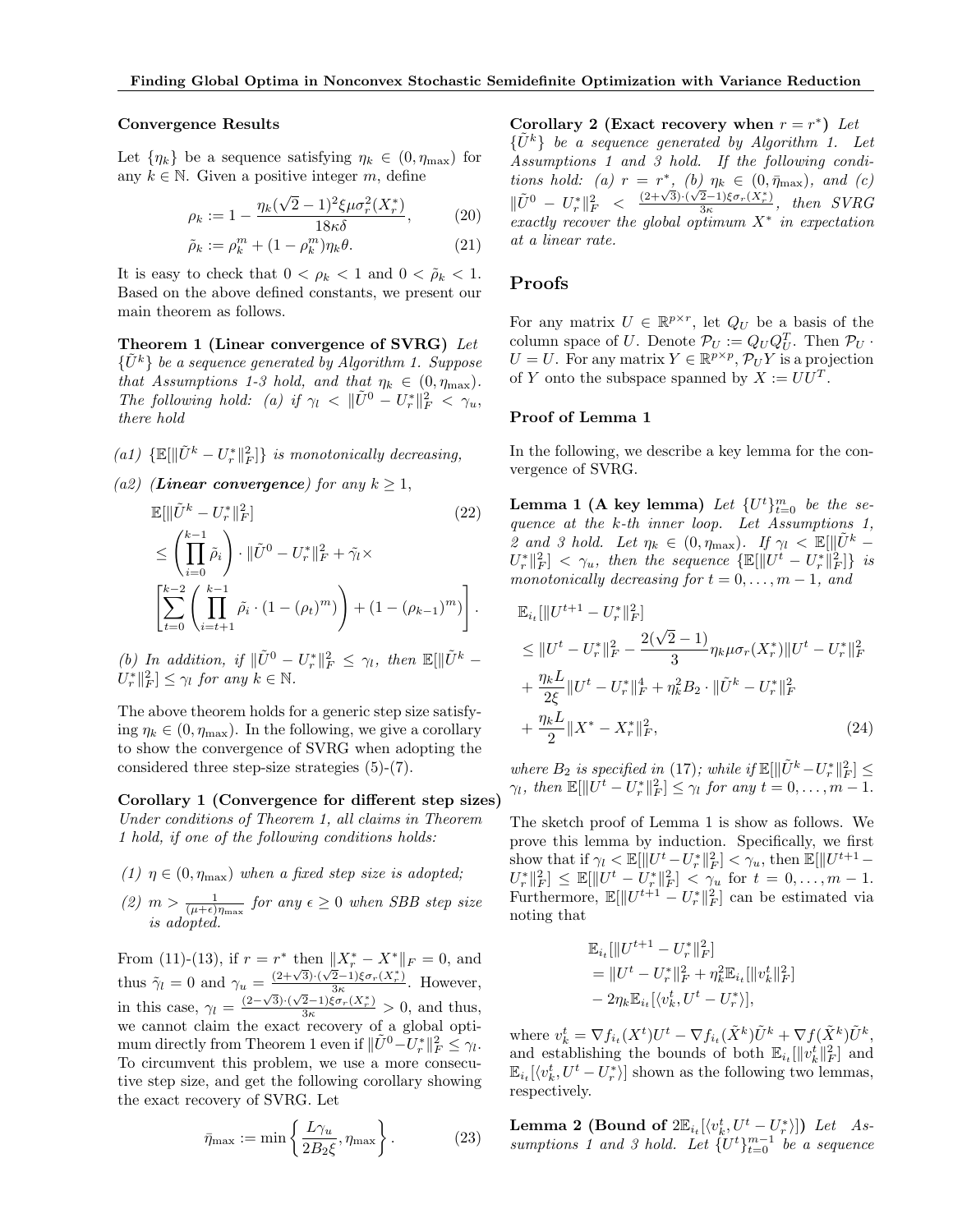### Convergence Results

Let $\{\eta_k\}$ be a sequence satisfying $\eta_k \in (0, \eta_{\max})$ for any $k \in \mathbb{N}$. Given a positive integer $m$, define

$$\rho_k := 1 - \frac{\eta_k(\sqrt{2}-1)^2 \xi \mu \sigma_r^2(X_r^*)}{18\kappa\delta}, \tag{20}$$

$$\tilde{\rho}_k := \rho_k^m + (1-\rho_k^m)\eta_k \theta. \tag{21}$$

It is easy to check that $0 < \rho_k < 1$ and $0 < \tilde{\rho}_k < 1$. Based on the above defined constants, we present our main theorem as follows.

**Theorem 1 (Linear convergence of SVRG)** *Let $\{\tilde{U}^k\}$ be a sequence generated by Algorithm 1. Suppose that Assumptions 1-3 hold, and that $\eta_k \in (0, \eta_{\max})$. The following hold: (a) if $\gamma_l < \|\tilde{U}^0 - U_r^*\|_F^2 < \gamma_u$, there hold*

*(a1) $\{\mathbb{E}[\|\tilde{U}^k - U_r^*\|_F^2]\}$ is monotonically decreasing,*

*(a2) (**Linear convergence**) for any $k \geq 1$,*

$$\begin{aligned} &\mathbb{E}[\|\tilde{U}^k - U_r^*\|_F^2] \\ &\leq \left(\prod_{i=0}^{k-1} \tilde{\rho}_i\right) \cdot \|\tilde{U}^0 - U_r^*\|_F^2 + \tilde{\gamma}_l \times \\ &\left[\sum_{t=0}^{k-2}\left(\prod_{i=t+1}^{k-1} \tilde{\rho}_i \cdot (1-(\rho_t)^m)\right) + (1-(\rho_{k-1})^m)\right]. \end{aligned} \tag{22}$$

*(b) In addition, if $\|\tilde{U}^0 - U_r^*\|_F^2 \leq \gamma_l$, then $\mathbb{E}[\|\tilde{U}^k - U_r^*\|_F^2] \leq \gamma_l$ for any $k \in \mathbb{N}$.*

The above theorem holds for a generic step size satisfying $\eta_k \in (0, \eta_{\max})$. In the following, we give a corollary to show the convergence of SVRG when adopting the considered three step-size strategies (5)-(7).

**Corollary 1 (Convergence for different step sizes)** *Under conditions of Theorem 1, all claims in Theorem 1 hold, if one of the following conditions holds:*

*(1) $\eta \in (0, \eta_{\max})$ when a fixed step size is adopted;*

*(2) $m > \frac{1}{(\mu+\epsilon)\eta_{\max}}$ for any $\epsilon \geq 0$ when SBB step size is adopted.*

From (11)-(13), if $r = r^*$ then $\|X_r^* - X^*\|_F = 0$, and thus $\tilde{\gamma}_l = 0$ and $\gamma_u = \frac{(2+\sqrt{3})\cdot(\sqrt{2}-1)\xi\sigma_r(X_r^*)}{3\kappa}$. However, in this case, $\gamma_l = \frac{(2-\sqrt{3})\cdot(\sqrt{2}-1)\xi\sigma_r(X_r^*)}{3\kappa} > 0$, and thus, we cannot claim the exact recovery of a global optimum directly from Theorem 1 even if $\|\tilde{U}^0 - U_r^*\|_F^2 \leq \gamma_l$. To circumvent this problem, we use a more consecutive step size, and get the following corollary showing the exact recovery of SVRG. Let

$$\bar{\eta}_{\max} := \min\left\{\frac{L\gamma_u}{2B_2\xi}, \eta_{\max}\right\}. \tag{23}$$

**Corollary 2 (Exact recovery when $r = r^*$)** *Let $\{\tilde{U}^k\}$ be a sequence generated by Algorithm 1. Let Assumptions 1 and 3 hold. If the following conditions hold: (a) $r = r^*$, (b) $\eta_k \in (0, \bar{\eta}_{\max})$, and (c) $\|\tilde{U}^0 - U_r^*\|_F^2 < \frac{(2+\sqrt{3})\cdot(\sqrt{2}-1)\xi\sigma_r(X_r^*)}{3\kappa}$, then SVRG exactly recover the global optimum $X^*$ in expectation at a linear rate.*

## Proofs

For any matrix $U \in \mathbb{R}^{p\times r}$, let $Q_U$ be a basis of the column space of $U$. Denote $\mathcal{P}_U := Q_U Q_U^T$. Then $\mathcal{P}_U \cdot U = U$. For any matrix $Y \in \mathbb{R}^{p\times p}$, $\mathcal{P}_U Y$ is a projection of $Y$ onto the subspace spanned by $X := UU^T$.

### Proof of Lemma 1

In the following, we describe a key lemma for the convergence of SVRG.

**Lemma 1 (A key lemma)** *Let $\{U^t\}_{t=0}^m$ be the sequence at the $k$-th inner loop. Let Assumptions 1, 2 and 3 hold. Let $\eta_k \in (0, \eta_{\max})$. If $\gamma_l < \mathbb{E}[\|\tilde{U}^k - U_r^*\|_F^2] < \gamma_u$, then the sequence $\{\mathbb{E}[\|U^t - U_r^*\|_F^2]\}$ is monotonically decreasing for $t = 0, \ldots, m-1$, and*

$$\begin{aligned} &\mathbb{E}_{i_t}[\|U^{t+1} - U_r^*\|_F^2] \\ &\leq \|U^t - U_r^*\|_F^2 - \frac{2(\sqrt{2}-1)}{3}\eta_k \mu \sigma_r(X_r^*)\|U^t - U_r^*\|_F^2 \\ &+ \frac{\eta_k L}{2\xi}\|U^t - U_r^*\|_F^4 + \eta_k^2 B_2 \cdot \|\tilde{U}^k - U_r^*\|_F^2 \\ &+ \frac{\eta_k L}{2}\|X^* - X_r^*\|_F^2, \end{aligned} \tag{24}$$

*where $B_2$ is specified in (17); while if $\mathbb{E}[\|\tilde{U}^k - U_r^*\|_F^2] \leq \gamma_l$, then $\mathbb{E}[\|U^t - U_r^*\|_F^2] \leq \gamma_l$ for any $t = 0, \ldots, m-1$.*

The sketch proof of Lemma 1 is show as follows. We prove this lemma by induction. Specifically, we first show that if $\gamma_l < \mathbb{E}[\|U^t - U_r^*\|_F^2] < \gamma_u$, then $\mathbb{E}[\|U^{t+1} - U_r^*\|_F^2] \leq \mathbb{E}[\|U^t - U_r^*\|_F^2] < \gamma_u$ for $t = 0, \ldots, m-1$. Furthermore, $\mathbb{E}[\|U^{t+1} - U_r^*\|_F^2]$ can be estimated via noting that

$$\begin{aligned} &\mathbb{E}_{i_t}[\|U^{t+1} - U_r^*\|_F^2] \\ &= \|U^t - U_r^*\|_F^2 + \eta_k^2 \mathbb{E}_{i_t}[\|v_k^t\|_F^2] \\ &- 2\eta_k \mathbb{E}_{i_t}[\langle v_k^t, U^t - U_r^*\rangle], \end{aligned}$$

where $v_k^t = \nabla f_{i_t}(X^t)U^t - \nabla f_{i_t}(\tilde{X}^k)\tilde{U}^k + \nabla f(\tilde{X}^k)\tilde{U}^k$, and establishing the bounds of both $\mathbb{E}_{i_t}[\|v_k^t\|_F^2]$ and $\mathbb{E}_{i_t}[\langle v_k^t, U^t - U_r^*\rangle]$ shown as the following two lemmas, respectively.

**Lemma 2 (Bound of $2\mathbb{E}_{i_t}[\langle v_k^t, U^t - U_r^*\rangle]$)** *Let Assumptions 1 and 3 hold. Let $\{U^t\}_{t=0}^{m-1}$ be a sequence*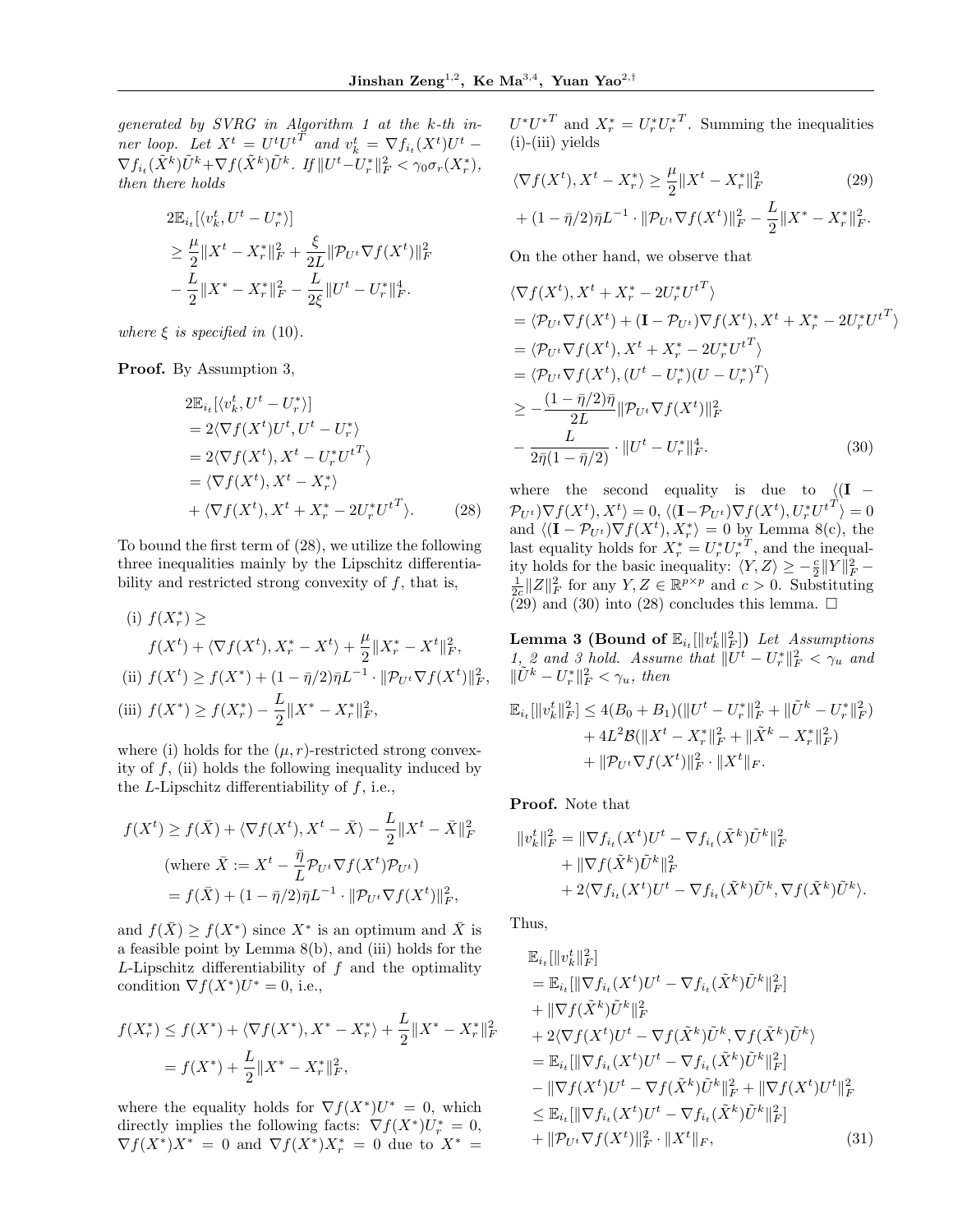*generated by SVRG in Algorithm 1 at the k-th inner loop. Let $X^t = U^t U^{tT}$ and $v_k^t = \nabla f_{i_t}(X^t)U^t - \nabla f_{i_t}(\tilde{X}^k)\tilde{U}^k + \nabla f(\tilde{X}^k)\tilde{U}^k$. If $\|U^t - U_r^*\|_F^2 < \gamma_0 \sigma_r(X_r^*)$, then there holds*

$$
\begin{aligned}
&2\mathbb{E}_{i_t}[\langle v_k^t, U^t - U_r^*\rangle] \\
&\geq \frac{\mu}{2}\|X^t - X_r^*\|_F^2 + \frac{\xi}{2L}\|\mathcal{P}_{U^t}\nabla f(X^t)\|_F^2 \\
&\quad - \frac{L}{2}\|X^* - X_r^*\|_F^2 - \frac{L}{2\xi}\|U^t - U_r^*\|_F^4.
\end{aligned}
$$

*where $\xi$ is specified in* (10).

**Proof.** By Assumption 3,

$$
\begin{aligned}
&2\mathbb{E}_{i_t}[\langle v_k^t, U^t - U_r^*\rangle] \\
&= 2\langle \nabla f(X^t)U^t, U^t - U_r^*\rangle \\
&= 2\langle \nabla f(X^t), X^t - U_r^* U^{tT}\rangle \\
&= \langle \nabla f(X^t), X^t - X_r^*\rangle \\
&\quad + \langle \nabla f(X^t), X^t + X_r^* - 2U_r^* U^{tT}\rangle. \qquad (28)
\end{aligned}
$$

To bound the first term of (28), we utilize the following three inequalities mainly by the Lipschitz differentiability and restricted strong convexity of $f$, that is,

$$
\begin{aligned}
&\text{(i) } f(X_r^*) \geq \\
&\quad f(X^t) + \langle \nabla f(X^t), X_r^* - X^t\rangle + \frac{\mu}{2}\|X_r^* - X^t\|_F^2, \\
&\text{(ii) } f(X^t) \geq f(X^*) + (1-\bar{\eta}/2)\bar{\eta}L^{-1}\cdot\|\mathcal{P}_{U^t}\nabla f(X^t)\|_F^2, \\
&\text{(iii) } f(X^*) \geq f(X_r^*) - \frac{L}{2}\|X^* - X_r^*\|_F^2,
\end{aligned}
$$

where (i) holds for the $(\mu, r)$-restricted strong convexity of $f$, (ii) holds the following inequality induced by the $L$-Lipschitz differentiability of $f$, i.e.,

$$
\begin{aligned}
f(X^t) &\geq f(\bar{X}) + \langle \nabla f(X^t), X^t - \bar{X}\rangle - \frac{L}{2}\|X^t - \bar{X}\|_F^2 \\
&\quad (\text{where } \bar{X} := X^t - \frac{\bar{\eta}}{L}\mathcal{P}_{U^t}\nabla f(X^t)\mathcal{P}_{U^t}) \\
&= f(\bar{X}) + (1-\bar{\eta}/2)\bar{\eta}L^{-1}\cdot\|\mathcal{P}_{U^t}\nabla f(X^t)\|_F^2,
\end{aligned}
$$

and $f(\bar{X}) \geq f(X^*)$ since $X^*$ is an optimum and $\bar{X}$ is a feasible point by Lemma 8(b), and (iii) holds for the $L$-Lipschitz differentiability of $f$ and the optimality condition $\nabla f(X^*)U^* = 0$, i.e.,

$$
\begin{aligned}
f(X_r^*) &\leq f(X^*) + \langle \nabla f(X^*), X^* - X_r^*\rangle + \frac{L}{2}\|X^* - X_r^*\|_F^2 \\
&= f(X^*) + \frac{L}{2}\|X^* - X_r^*\|_F^2,
\end{aligned}
$$

where the equality holds for $\nabla f(X^*)U^* = 0$, which directly implies the following facts: $\nabla f(X^*)U_r^* = 0$, $\nabla f(X^*)X^* = 0$ and $\nabla f(X^*)X_r^* = 0$ due to $X^* = U^* U^{*T}$ and $X_r^* = U_r^* U_r^{*T}$. Summing the inequalities (i)-(iii) yields

$$
\begin{aligned}
&\langle \nabla f(X^t), X^t - X_r^*\rangle \geq \frac{\mu}{2}\|X^t - X_r^*\|_F^2 \qquad (29) \\
&\quad + (1-\bar{\eta}/2)\bar{\eta}L^{-1}\cdot\|\mathcal{P}_{U^t}\nabla f(X^t)\|_F^2 - \frac{L}{2}\|X^* - X_r^*\|_F^2.
\end{aligned}
$$

On the other hand, we observe that

$$
\begin{aligned}
&\langle \nabla f(X^t), X^t + X_r^* - 2U_r^* U^{tT}\rangle \\
&= \langle \mathcal{P}_{U^t}\nabla f(X^t) + (\mathbf{I} - \mathcal{P}_{U^t})\nabla f(X^t), X^t + X_r^* - 2U_r^* U^{tT}\rangle \\
&= \langle \mathcal{P}_{U^t}\nabla f(X^t), X^t + X_r^* - 2U_r^* U^{tT}\rangle \\
&= \langle \mathcal{P}_{U^t}\nabla f(X^t), (U^t - U_r^*)(U - U_r^*)^T\rangle \\
&\geq -\frac{(1-\bar{\eta}/2)\bar{\eta}}{2L}\|\mathcal{P}_{U^t}\nabla f(X^t)\|_F^2 \\
&\quad - \frac{L}{2\bar{\eta}(1-\bar{\eta}/2)}\cdot\|U^t - U_r^*\|_F^4. \qquad (30)
\end{aligned}
$$

where the second equality is due to $\langle(\mathbf{I} - \mathcal{P}_{U^t})\nabla f(X^t), X^t\rangle = 0$, $\langle(\mathbf{I} - \mathcal{P}_{U^t})\nabla f(X^t), U_r^* U^{tT}\rangle = 0$ and $\langle(\mathbf{I} - \mathcal{P}_{U^t})\nabla f(X^t), X_r^*\rangle = 0$ by Lemma 8(c), the last equality holds for $X_r^* = U_r^* U_r^{*T}$, and the inequality holds for the basic inequality: $\langle Y, Z\rangle \geq -\frac{c}{2}\|Y\|_F^2 - \frac{1}{2c}\|Z\|_F^2$ for any $Y, Z \in \mathbb{R}^{p\times p}$ and $c > 0$. Substituting (29) and (30) into (28) concludes this lemma. □

**Lemma 3 (Bound of $\mathbb{E}_{i_t}[\|v_k^t\|_F^2]$)** *Let Assumptions 1, 2 and 3 hold. Assume that $\|U^t - U_r^*\|_F^2 < \gamma_u$ and $\|\tilde{U}^k - U_r^*\|_F^2 < \gamma_u$, then*

$$
\begin{aligned}
\mathbb{E}_{i_t}[\|v_k^t\|_F^2] &\leq 4(B_0 + B_1)(\|U^t - U_r^*\|_F^2 + \|\tilde{U}^k - U_r^*\|_F^2) \\
&\quad + 4L^2\mathcal{B}(\|X^t - X_r^*\|_F^2 + \|\tilde{X}^k - X_r^*\|_F^2) \\
&\quad + \|\mathcal{P}_{U^t}\nabla f(X^t)\|_F^2\cdot\|X^t\|_F.
\end{aligned}
$$

**Proof.** Note that

$$
\begin{aligned}
\|v_k^t\|_F^2 &= \|\nabla f_{i_t}(X^t)U^t - \nabla f_{i_t}(\tilde{X}^k)\tilde{U}^k\|_F^2 \\
&\quad + \|\nabla f(\tilde{X}^k)\tilde{U}^k\|_F^2 \\
&\quad + 2\langle \nabla f_{i_t}(X^t)U^t - \nabla f_{i_t}(\tilde{X}^k)\tilde{U}^k, \nabla f(\tilde{X}^k)\tilde{U}^k\rangle.
\end{aligned}
$$

Thus,

$$
\begin{aligned}
&\mathbb{E}_{i_t}[\|v_k^t\|_F^2] \\
&= \mathbb{E}_{i_t}[\|\nabla f_{i_t}(X^t)U^t - \nabla f_{i_t}(\tilde{X}^k)\tilde{U}^k\|_F^2] \\
&\quad + \|\nabla f(\tilde{X}^k)\tilde{U}^k\|_F^2 \\
&\quad + 2\langle \nabla f(X^t)U^t - \nabla f(\tilde{X}^k)\tilde{U}^k, \nabla f(\tilde{X}^k)\tilde{U}^k\rangle \\
&= \mathbb{E}_{i_t}[\|\nabla f_{i_t}(X^t)U^t - \nabla f_{i_t}(\tilde{X}^k)\tilde{U}^k\|_F^2] \\
&\quad - \|\nabla f(X^t)U^t - \nabla f(\tilde{X}^k)\tilde{U}^k\|_F^2 + \|\nabla f(X^t)U^t\|_F^2 \\
&\leq \mathbb{E}_{i_t}[\|\nabla f_{i_t}(X^t)U^t - \nabla f_{i_t}(\tilde{X}^k)\tilde{U}^k\|_F^2] \\
&\quad + \|\mathcal{P}_{U^t}\nabla f(X^t)\|_F^2\cdot\|X^t\|_F, \qquad (31)
\end{aligned}
$$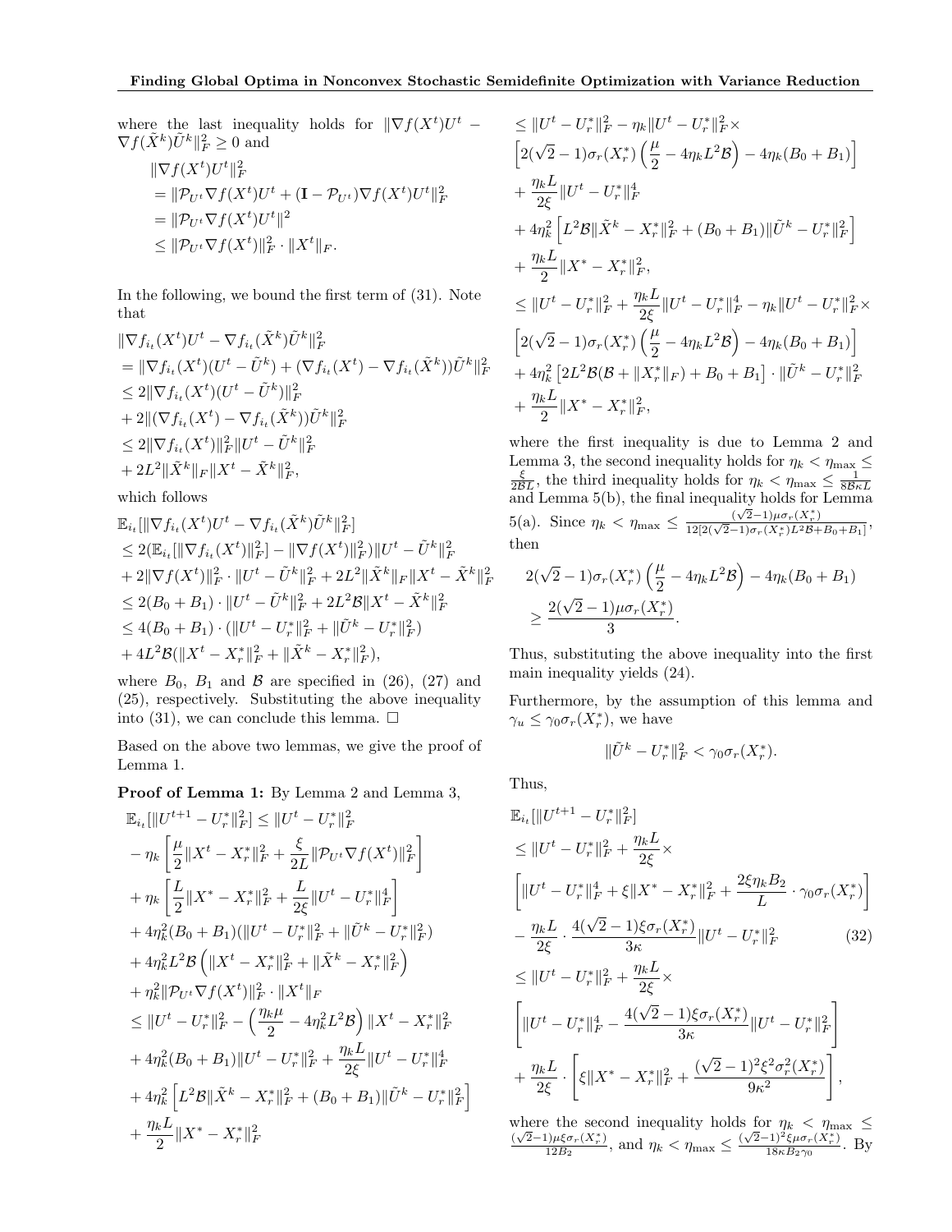where the last inequality holds for $\|\nabla f(X^t)U^t - \nabla f(\tilde{X}^k)\tilde{U}^k\|_F^2 \geq 0$ and

$$
\begin{aligned}
&\|\nabla f(X^t)U^t\|_F^2 \\
&= \|\mathcal{P}_{U^t}\nabla f(X^t)U^t + (\mathbf{I} - \mathcal{P}_{U^t})\nabla f(X^t)U^t\|_F^2 \\
&= \|\mathcal{P}_{U^t}\nabla f(X^t)U^t\|^2 \\
&\leq \|\mathcal{P}_{U^t}\nabla f(X^t)\|_F^2 \cdot \|X^t\|_F.
\end{aligned}
$$

In the following, we bound the first term of (31). Note that

$$
\begin{aligned}
&\|\nabla f_{i_t}(X^t)U^t - \nabla f_{i_t}(\tilde{X}^k)\tilde{U}^k\|_F^2 \\
&= \|\nabla f_{i_t}(X^t)(U^t - \tilde{U}^k) + (\nabla f_{i_t}(X^t) - \nabla f_{i_t}(\tilde{X}^k))\tilde{U}^k\|_F^2 \\
&\leq 2\|\nabla f_{i_t}(X^t)(U^t - \tilde{U}^k)\|_F^2 \\
&\quad + 2\|(\nabla f_{i_t}(X^t) - \nabla f_{i_t}(\tilde{X}^k))\tilde{U}^k\|_F^2 \\
&\leq 2\|\nabla f_{i_t}(X^t)\|_F^2\|U^t - \tilde{U}^k\|_F^2 \\
&\quad + 2L^2\|\tilde{X}^k\|_F\|X^t - \tilde{X}^k\|_F^2,
\end{aligned}
$$

which follows

$$
\begin{aligned}
&\mathbb{E}_{i_t}[\|\nabla f_{i_t}(X^t)U^t - \nabla f_{i_t}(\tilde{X}^k)\tilde{U}^k\|_F^2] \\
&\leq 2(\mathbb{E}_{i_t}[\|\nabla f_{i_t}(X^t)\|_F^2] - \|\nabla f(X^t)\|_F^2)\|U^t - \tilde{U}^k\|_F^2 \\
&\quad + 2\|\nabla f(X^t)\|_F^2 \cdot \|U^t - \tilde{U}^k\|_F^2 + 2L^2\|\tilde{X}^k\|_F\|X^t - \tilde{X}^k\|_F^2 \\
&\leq 2(B_0 + B_1) \cdot \|U^t - \tilde{U}^k\|_F^2 + 2L^2\mathcal{B}\|X^t - \tilde{X}^k\|_F^2 \\
&\leq 4(B_0 + B_1) \cdot (\|U^t - U_r^*\|_F^2 + \|\tilde{U}^k - U_r^*\|_F^2) \\
&\quad + 4L^2\mathcal{B}(\|X^t - X_r^*\|_F^2 + \|\tilde{X}^k - X_r^*\|_F^2),
\end{aligned}
$$

where $B_0$, $B_1$ and $\mathcal{B}$ are specified in (26), (27) and (25), respectively. Substituting the above inequality into (31), we can conclude this lemma. $\square$

Based on the above two lemmas, we give the proof of Lemma 1.

**Proof of Lemma 1:** By Lemma 2 and Lemma 3,

$$
\begin{aligned}
&\mathbb{E}_{i_t}[\|U^{t+1} - U_r^*\|_F^2] \leq \|U^t - U_r^*\|_F^2 \\
&\quad - \eta_k\left[\frac{\mu}{2}\|X^t - X_r^*\|_F^2 + \frac{\xi}{2L}\|\mathcal{P}_{U^t}\nabla f(X^t)\|_F^2\right] \\
&\quad + \eta_k\left[\frac{L}{2}\|X^* - X_r^*\|_F^2 + \frac{L}{2\xi}\|U^t - U_r^*\|_F^4\right] \\
&\quad + 4\eta_k^2(B_0 + B_1)(\|U^t - U_r^*\|_F^2 + \|\tilde{U}^k - U_r^*\|_F^2) \\
&\quad + 4\eta_k^2L^2\mathcal{B}\left(\|X^t - X_r^*\|_F^2 + \|\tilde{X}^k - X_r^*\|_F^2\right) \\
&\quad + \eta_k^2\|\mathcal{P}_{U^t}\nabla f(X^t)\|_F^2 \cdot \|X^t\|_F \\
&\leq \|U^t - U_r^*\|_F^2 - \left(\frac{\eta_k\mu}{2} - 4\eta_k^2L^2\mathcal{B}\right)\|X^t - X_r^*\|_F^2 \\
&\quad + 4\eta_k^2(B_0 + B_1)\|U^t - U_r^*\|_F^2 + \frac{\eta_kL}{2\xi}\|U^t - U_r^*\|_F^4 \\
&\quad + 4\eta_k^2\left[L^2\mathcal{B}\|\tilde{X}^k - X_r^*\|_F^2 + (B_0 + B_1)\|\tilde{U}^k - U_r^*\|_F^2\right] \\
&\quad + \frac{\eta_kL}{2}\|X^* - X_r^*\|_F^2 \\
&\leq \|U^t - U_r^*\|_F^2 - \eta_k\|U^t - U_r^*\|_F^2 \times \\
&\quad \left[2(\sqrt{2} - 1)\sigma_r(X_r^*)\left(\frac{\mu}{2} - 4\eta_kL^2\mathcal{B}\right) - 4\eta_k(B_0 + B_1)\right] \\
&\quad + \frac{\eta_kL}{2\xi}\|U^t - U_r^*\|_F^4 \\
&\quad + 4\eta_k^2\left[L^2\mathcal{B}\|\tilde{X}^k - X_r^*\|_F^2 + (B_0 + B_1)\|\tilde{U}^k - U_r^*\|_F^2\right] \\
&\quad + \frac{\eta_kL}{2}\|X^* - X_r^*\|_F^2, \\
&\leq \|U^t - U_r^*\|_F^2 + \frac{\eta_kL}{2\xi}\|U^t - U_r^*\|_F^4 - \eta_k\|U^t - U_r^*\|_F^2 \times \\
&\quad \left[2(\sqrt{2} - 1)\sigma_r(X_r^*)\left(\frac{\mu}{2} - 4\eta_kL^2\mathcal{B}\right) - 4\eta_k(B_0 + B_1)\right] \\
&\quad + 4\eta_k^2\left[2L^2\mathcal{B}(\mathcal{B} + \|X_r^*\|_F) + B_0 + B_1\right] \cdot \|\tilde{U}^k - U_r^*\|_F^2 \\
&\quad + \frac{\eta_kL}{2}\|X^* - X_r^*\|_F^2,
\end{aligned}
$$

where the first inequality is due to Lemma 2 and Lemma 3, the second inequality holds for $\eta_k < \eta_{\max} \leq \frac{\xi}{2\mathcal{B}L}$, the third inequality holds for $\eta_k < \eta_{\max} \leq \frac{1}{8\mathcal{B}\kappa L}$ and Lemma 5(b), the final inequality holds for Lemma 5(a). Since $\eta_k < \eta_{\max} \leq \frac{(\sqrt{2}-1)\mu\sigma_r(X_r^*)}{12[2(\sqrt{2}-1)\sigma_r(X_r^*)L^2\mathcal{B} + B_0 + B_1]}$, then

$$
\begin{aligned}
&2(\sqrt{2} - 1)\sigma_r(X_r^*)\left(\frac{\mu}{2} - 4\eta_kL^2\mathcal{B}\right) - 4\eta_k(B_0 + B_1) \\
&\quad \geq \frac{2(\sqrt{2} - 1)\mu\sigma_r(X_r^*)}{3}.
\end{aligned}
$$

Thus, substituting the above inequality into the first main inequality yields (24).

Furthermore, by the assumption of this lemma and $\gamma_u \leq \gamma_0\sigma_r(X_r^*)$, we have

$$
\|\tilde{U}^k - U_r^*\|_F^2 < \gamma_0\sigma_r(X_r^*).
$$

Thus,

$$
\begin{aligned}
&\mathbb{E}_{i_t}[\|U^{t+1} - U_r^*\|_F^2] \\
&\leq \|U^t - U_r^*\|_F^2 + \frac{\eta_kL}{2\xi} \times \\
&\quad \left[\|U^t - U_r^*\|_F^4 + \xi\|X^* - X_r^*\|_F^2 + \frac{2\xi\eta_kB_2}{L} \cdot \gamma_0\sigma_r(X_r^*)\right] \\
&\quad - \frac{\eta_kL}{2\xi} \cdot \frac{4(\sqrt{2} - 1)\xi\sigma_r(X_r^*)}{3\kappa}\|U^t - U_r^*\|_F^2 \qquad (32) \\
&\leq \|U^t - U_r^*\|_F^2 + \frac{\eta_kL}{2\xi} \times \\
&\quad \left[\|U^t - U_r^*\|_F^4 - \frac{4(\sqrt{2} - 1)\xi\sigma_r(X_r^*)}{3\kappa}\|U^t - U_r^*\|_F^2\right] \\
&\quad + \frac{\eta_kL}{2\xi} \cdot \left[\xi\|X^* - X_r^*\|_F^2 + \frac{(\sqrt{2} - 1)^2\xi^2\sigma_r^2(X_r^*)}{9\kappa^2}\right],
\end{aligned}
$$

where the second inequality holds for $\eta_k < \eta_{\max} \leq \frac{(\sqrt{2}-1)\mu\xi\sigma_r(X_r^*)}{12B_2}$, and $\eta_k < \eta_{\max} \leq \frac{(\sqrt{2}-1)^2\xi\mu\sigma_r(X_r^*)}{18\kappa B_2\gamma_0}$. By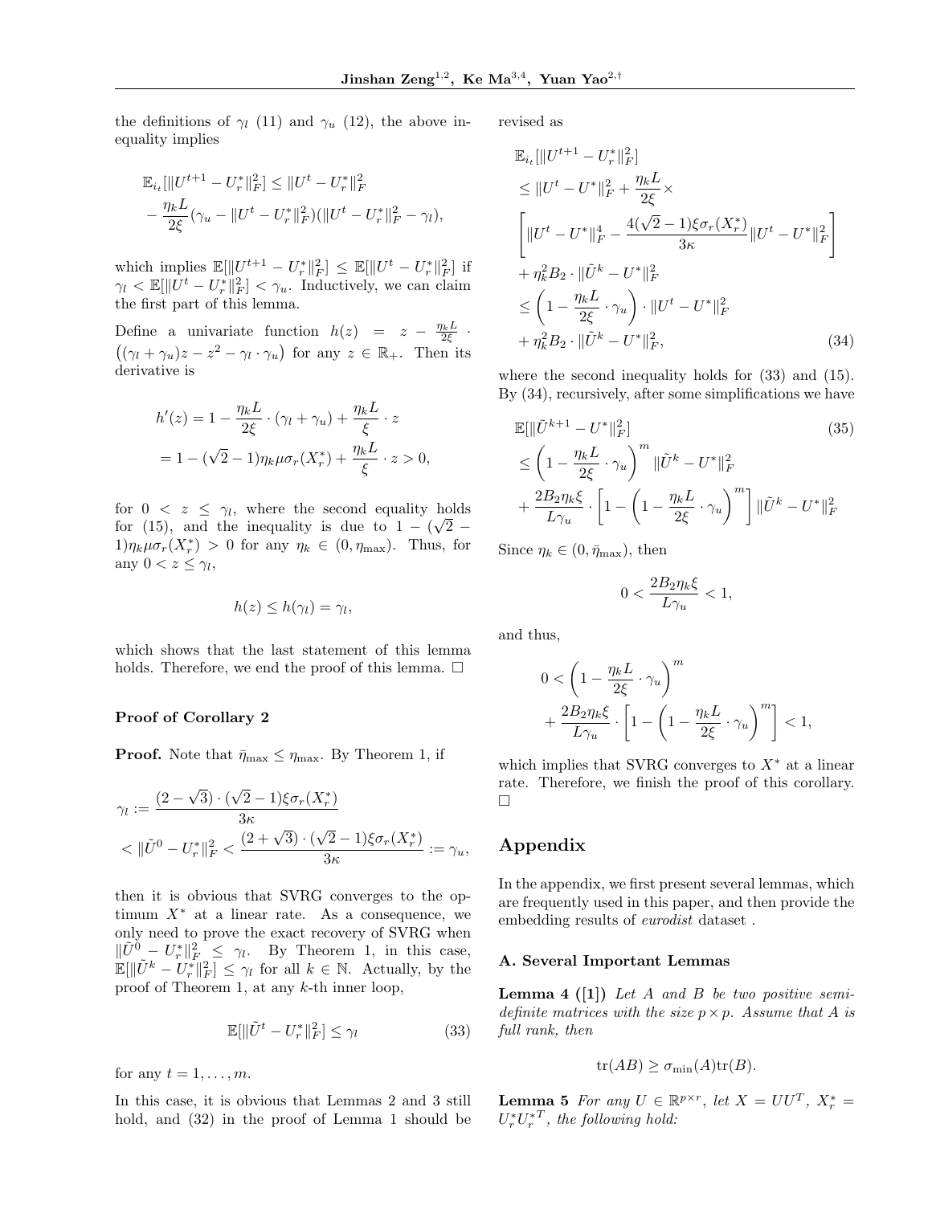the definitions of $\gamma_l$ (11) and $\gamma_u$ (12), the above inequality implies

$$\mathbb{E}_{i_t}[\|U^{t+1} - U_r^*\|_F^2] \leq \|U^t - U_r^*\|_F^2 - \frac{\eta_k L}{2\xi}(\gamma_u - \|U^t - U_r^*\|_F^2)(\|U^t - U_r^*\|_F^2 - \gamma_l),$$

which implies $\mathbb{E}[\|U^{t+1} - U_r^*\|_F^2] \leq \mathbb{E}[\|U^t - U_r^*\|_F^2]$ if $\gamma_l < \mathbb{E}[\|U^t - U_r^*\|_F^2] < \gamma_u$. Inductively, we can claim the first part of this lemma.

Define a univariate function $h(z) = z - \frac{\eta_k L}{2\xi} \cdot \left((\gamma_l + \gamma_u)z - z^2 - \gamma_l \cdot \gamma_u\right)$ for any $z \in \mathbb{R}_+$. Then its derivative is

$$\begin{aligned} h'(z) &= 1 - \frac{\eta_k L}{2\xi} \cdot (\gamma_l + \gamma_u) + \frac{\eta_k L}{\xi} \cdot z \\ &= 1 - (\sqrt{2} - 1)\eta_k \mu \sigma_r(X_r^*) + \frac{\eta_k L}{\xi} \cdot z > 0, \end{aligned}$$

for $0 < z \leq \gamma_l$, where the second equality holds for (15), and the inequality is due to $1 - (\sqrt{2} - 1)\eta_k \mu \sigma_r(X_r^*) > 0$ for any $\eta_k \in (0, \eta_{\max})$. Thus, for any $0 < z \leq \gamma_l$,

$$h(z) \leq h(\gamma_l) = \gamma_l,$$

which shows that the last statement of this lemma holds. Therefore, we end the proof of this lemma. □

### Proof of Corollary 2

**Proof.** Note that $\bar{\eta}_{\max} \leq \eta_{\max}$. By Theorem 1, if

$$\begin{aligned} \gamma_l &:= \frac{(2 - \sqrt{3}) \cdot (\sqrt{2} - 1)\xi \sigma_r(X_r^*)}{3\kappa} \\ &< \|\tilde{U}^0 - U_r^*\|_F^2 < \frac{(2 + \sqrt{3}) \cdot (\sqrt{2} - 1)\xi \sigma_r(X_r^*)}{3\kappa} := \gamma_u, \end{aligned}$$

then it is obvious that SVRG converges to the optimum $X^*$ at a linear rate. As a consequence, we only need to prove the exact recovery of SVRG when $\|\tilde{U}^0 - U_r^*\|_F^2 \leq \gamma_l$. By Theorem 1, in this case, $\mathbb{E}[\|\tilde{U}^k - U_r^*\|_F^2] \leq \gamma_l$ for all $k \in \mathbb{N}$. Actually, by the proof of Theorem 1, at any $k$-th inner loop,

$$\mathbb{E}[\|\tilde{U}^t - U_r^*\|_F^2] \leq \gamma_l \tag{33}$$

for any $t = 1, \ldots, m$.

In this case, it is obvious that Lemmas 2 and 3 still hold, and (32) in the proof of Lemma 1 should be revised as

$$\begin{aligned} &\mathbb{E}_{i_t}[\|U^{t+1} - U_r^*\|_F^2] \\ &\leq \|U^t - U^*\|_F^2 + \frac{\eta_k L}{2\xi} \times \\ &\left[\|U^t - U^*\|_F^4 - \frac{4(\sqrt{2} - 1)\xi \sigma_r(X_r^*)}{3\kappa}\|U^t - U^*\|_F^2\right] \\ &+ \eta_k^2 B_2 \cdot \|\tilde{U}^k - U^*\|_F^2 \\ &\leq \left(1 - \frac{\eta_k L}{2\xi} \cdot \gamma_u\right) \cdot \|U^t - U^*\|_F^2 \\ &+ \eta_k^2 B_2 \cdot \|\tilde{U}^k - U^*\|_F^2, \end{aligned} \tag{34}$$

where the second inequality holds for (33) and (15). By (34), recursively, after some simplifications we have

$$\begin{aligned} &\mathbb{E}[\|\tilde{U}^{k+1} - U^*\|_F^2] \\ &\leq \left(1 - \frac{\eta_k L}{2\xi} \cdot \gamma_u\right)^m \|\tilde{U}^k - U^*\|_F^2 \\ &+ \frac{2B_2 \eta_k \xi}{L\gamma_u} \cdot \left[1 - \left(1 - \frac{\eta_k L}{2\xi} \cdot \gamma_u\right)^m\right] \|\tilde{U}^k - U^*\|_F^2 \end{aligned} \tag{35}$$

Since $\eta_k \in (0, \bar{\eta}_{\max})$, then

$$0 < \frac{2B_2 \eta_k \xi}{L\gamma_u} < 1,$$

and thus,

$$\begin{aligned} 0 &< \left(1 - \frac{\eta_k L}{2\xi} \cdot \gamma_u\right)^m \\ &+ \frac{2B_2 \eta_k \xi}{L\gamma_u} \cdot \left[1 - \left(1 - \frac{\eta_k L}{2\xi} \cdot \gamma_u\right)^m\right] < 1, \end{aligned}$$

which implies that SVRG converges to $X^*$ at a linear rate. Therefore, we finish the proof of this corollary. □

## Appendix

In the appendix, we first present several lemmas, which are frequently used in this paper, and then provide the embedding results of *eurodist* dataset .

### A. Several Important Lemmas

**Lemma 4 ([1])** *Let $A$ and $B$ be two positive semi-definite matrices with the size $p \times p$. Assume that $A$ is full rank, then*

$$\mathrm{tr}(AB) \geq \sigma_{\min}(A)\mathrm{tr}(B).$$

**Lemma 5** *For any $U \in \mathbb{R}^{p \times r}$, let $X = UU^T$, $X_r^* = U_r^* U_r^{*T}$, the following hold:*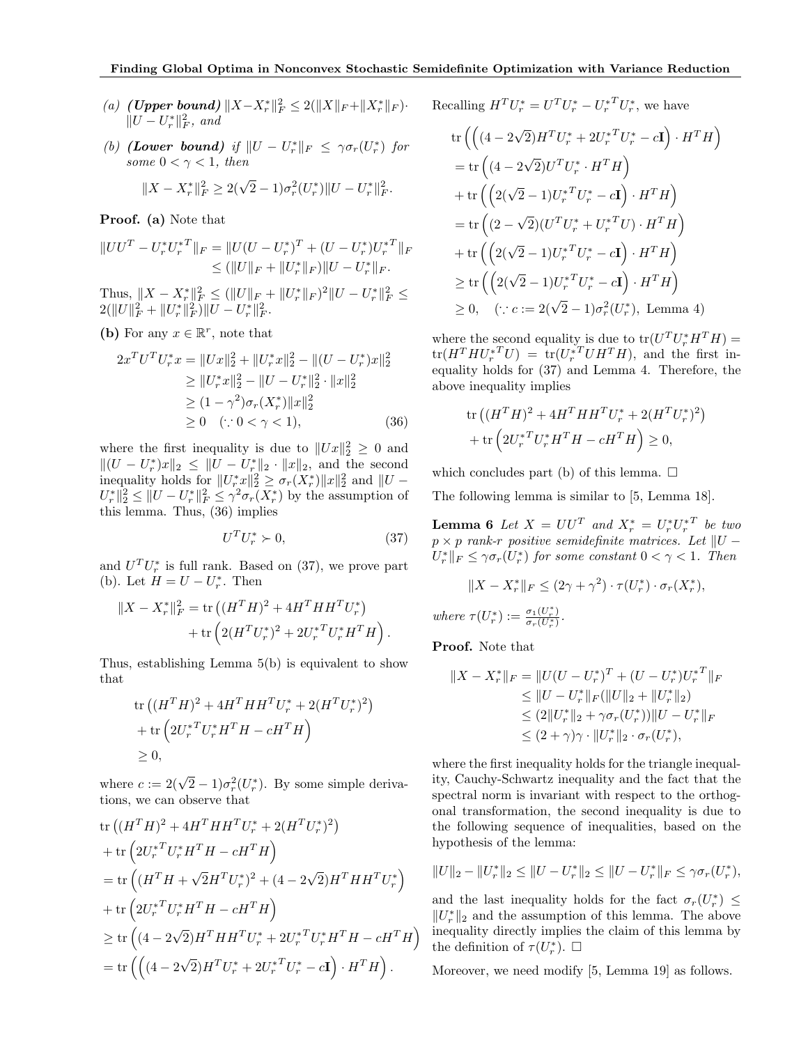(a) ***(Upper bound)*** $\|X - X_r^*\|_F^2 \le 2(\|X\|_F + \|X_r^*\|_F) \cdot \|U - U_r^*\|_F^2$, and

(b) ***(Lower bound)*** *if* $\|U - U_r^*\|_F \le \gamma \sigma_r(U_r^*)$ *for some* $0 < \gamma < 1$, *then*

$$\|X - X_r^*\|_F^2 \ge 2(\sqrt{2}-1)\sigma_r^2(U_r^*)\|U - U_r^*\|_F^2.$$

**Proof.** **(a)** Note that

$$\begin{aligned}\|UU^T - U_r^* U_r^{*T}\|_F &= \|U(U - U_r^*)^T + (U - U_r^*)U_r^{*T}\|_F \\ &\le (\|U\|_F + \|U_r^*\|_F)\|U - U_r^*\|_F.\end{aligned}$$

Thus, $\|X - X_r^*\|_F^2 \le (\|U\|_F + \|U_r^*\|_F)^2 \|U - U_r^*\|_F^2 \le 2(\|U\|_F^2 + \|U_r^*\|_F^2)\|U - U_r^*\|_F^2$.

**(b)** For any $x \in \mathbb{R}^r$, note that

$$\begin{aligned}2x^T U^T U_r^* x &= \|Ux\|_2^2 + \|U_r^* x\|_2^2 - \|(U - U_r^*)x\|_2^2 \\ &\ge \|U_r^* x\|_2^2 - \|U - U_r^*\|_2^2 \cdot \|x\|_2^2 \\ &\ge (1 - \gamma^2)\sigma_r(X_r^*)\|x\|_2^2 \\ &\ge 0 \quad (\because 0 < \gamma < 1),\end{aligned} \tag{36}$$

where the first inequality is due to $\|Ux\|_2^2 \ge 0$ and $\|(U - U_r^*)x\|_2 \le \|U - U_r^*\|_2 \cdot \|x\|_2$, and the second inequality holds for $\|U_r^* x\|_2^2 \ge \sigma_r(X_r^*)\|x\|_2^2$ and $\|U - U_r^*\|_2^2 \le \|U - U_r^*\|_F^2 \le \gamma^2 \sigma_r(X_r^*)$ by the assumption of this lemma. Thus, (36) implies

$$U^T U_r^* \succ 0, \tag{37}$$

and $U^T U_r^*$ is full rank. Based on (37), we prove part (b). Let $H = U - U_r^*$. Then

$$\begin{aligned}\|X - X_r^*\|_F^2 = &\operatorname{tr}\left((H^T H)^2 + 4H^T H H^T U_r^*\right) \\ &+ \operatorname{tr}\left(2(H^T U_r^*)^2 + 2U_r^{*T} U_r^* H^T H\right).\end{aligned}$$

Thus, establishing Lemma 5(b) is equivalent to show that

$$\begin{aligned}&\operatorname{tr}\left((H^T H)^2 + 4H^T H H^T U_r^* + 2(H^T U_r^*)^2\right) \\ &+ \operatorname{tr}\left(2U_r^{*T} U_r^* H^T H - cH^T H\right) \\ &\ge 0,\end{aligned}$$

where $c := 2(\sqrt{2}-1)\sigma_r^2(U_r^*)$. By some simple derivations, we can observe that

$$\begin{aligned}&\operatorname{tr}\left((H^T H)^2 + 4H^T H H^T U_r^* + 2(H^T U_r^*)^2\right) \\ &+ \operatorname{tr}\left(2U_r^{*T} U_r^* H^T H - cH^T H\right) \\ &= \operatorname{tr}\left((H^T H + \sqrt{2}H^T U_r^*)^2 + (4 - 2\sqrt{2})H^T H H^T U_r^*\right) \\ &+ \operatorname{tr}\left(2U_r^{*T} U_r^* H^T H - cH^T H\right) \\ &\ge \operatorname{tr}\left((4 - 2\sqrt{2})H^T H H^T U_r^* + 2U_r^{*T} U_r^* H^T H - cH^T H\right) \\ &= \operatorname{tr}\left(\left((4 - 2\sqrt{2})H^T U_r^* + 2U_r^{*T} U_r^* - c\mathbf{I}\right) \cdot H^T H\right).\end{aligned}$$

Recalling $H^T U_r^* = U^T U_r^* - U_r^{*T} U_r^*$, we have

$$\begin{aligned}&\operatorname{tr}\left(\left((4 - 2\sqrt{2})H^T U_r^* + 2U_r^{*T} U_r^* - c\mathbf{I}\right) \cdot H^T H\right) \\ &= \operatorname{tr}\left((4 - 2\sqrt{2})U^T U_r^* \cdot H^T H\right) \\ &+ \operatorname{tr}\left(\left(2(\sqrt{2}-1)U_r^{*T} U_r^* - c\mathbf{I}\right) \cdot H^T H\right) \\ &= \operatorname{tr}\left((2 - \sqrt{2})(U^T U_r^* + U_r^{*T} U) \cdot H^T H\right) \\ &+ \operatorname{tr}\left(\left(2(\sqrt{2}-1)U_r^{*T} U_r^* - c\mathbf{I}\right) \cdot H^T H\right) \\ &\ge \operatorname{tr}\left(\left(2(\sqrt{2}-1)U_r^{*T} U_r^* - c\mathbf{I}\right) \cdot H^T H\right) \\ &\ge 0, \quad (\because c := 2(\sqrt{2}-1)\sigma_r^2(U_r^*),\ \text{Lemma 4})\end{aligned}$$

where the second equality is due to $\operatorname{tr}(U^T U_r^* H^T H) = \operatorname{tr}(H^T H U_r^{*T} U) = \operatorname{tr}(U_r^{*T} U H^T H)$, and the first inequality holds for (37) and Lemma 4. Therefore, the above inequality implies

$$\begin{aligned}&\operatorname{tr}\left((H^T H)^2 + 4H^T H H^T U_r^* + 2(H^T U_r^*)^2\right) \\ &+ \operatorname{tr}\left(2U_r^{*T} U_r^* H^T H - cH^T H\right) \ge 0,\end{aligned}$$

which concludes part (b) of this lemma. □

The following lemma is similar to [5, Lemma 18].

**Lemma 6** *Let* $X = UU^T$ *and* $X_r^* = U_r^* U_r^{*T}$ *be two* $p \times p$ *rank-r positive semidefinite matrices. Let* $\|U - U_r^*\|_F \le \gamma \sigma_r(U_r^*)$ *for some constant* $0 < \gamma < 1$. *Then*

$$\|X - X_r^*\|_F \le (2\gamma + \gamma^2) \cdot \tau(U_r^*) \cdot \sigma_r(X_r^*),$$

*where* $\tau(U_r^*) := \frac{\sigma_1(U_r^*)}{\sigma_r(U_r^*)}$.

**Proof.** Note that

$$\begin{aligned}\|X - X_r^*\|_F &= \|U(U - U_r^*)^T + (U - U_r^*)U_r^{*T}\|_F \\ &\le \|U - U_r^*\|_F(\|U\|_2 + \|U_r^*\|_2) \\ &\le (2\|U_r^*\|_2 + \gamma\sigma_r(U_r^*))\|U - U_r^*\|_F \\ &\le (2 + \gamma)\gamma \cdot \|U_r^*\|_2 \cdot \sigma_r(U_r^*),\end{aligned}$$

where the first inequality holds for the triangle inequality, Cauchy-Schwartz inequality and the fact that the spectral norm is invariant with respect to the orthogonal transformation, the second inequality is due to the following sequence of inequalities, based on the hypothesis of the lemma:

$$\|U\|_2 - \|U_r^*\|_2 \le \|U - U_r^*\|_2 \le \|U - U_r^*\|_F \le \gamma\sigma_r(U_r^*),$$

and the last inequality holds for the fact $\sigma_r(U_r^*) \le \|U_r^*\|_2$ and the assumption of this lemma. The above inequality directly implies the claim of this lemma by the definition of $\tau(U_r^*)$. □

Moreover, we need modify [5, Lemma 19] as follows.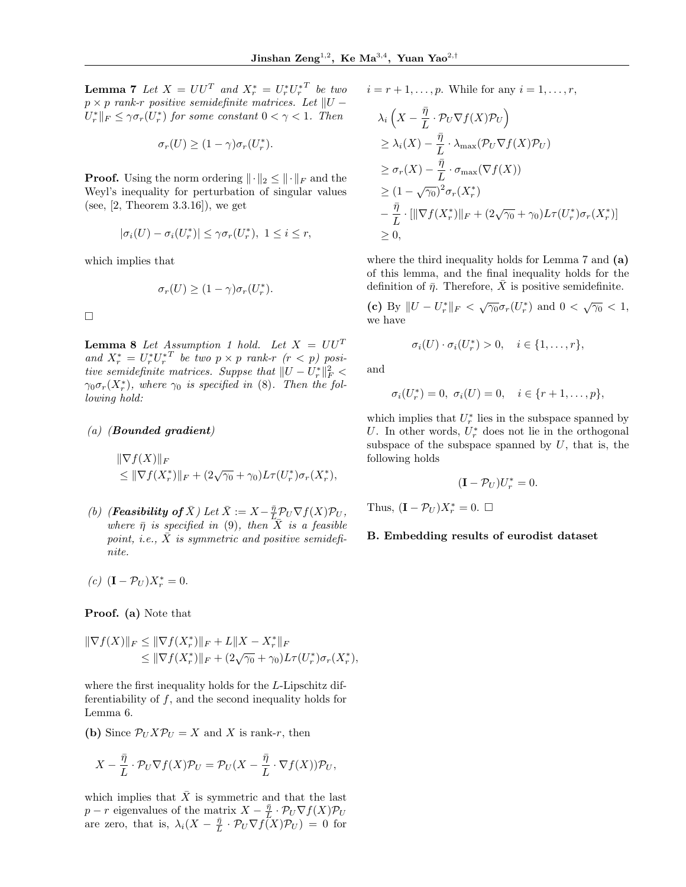**Lemma 7** *Let $X = UU^T$ and $X_r^* = U_r^* U_r^{*T}$ be two $p \times p$ rank-$r$ positive semidefinite matrices. Let $\|U - U_r^*\|_F \leq \gamma \sigma_r(U_r^*)$ for some constant $0 < \gamma < 1$. Then*

$$\sigma_r(U) \geq (1-\gamma)\sigma_r(U_r^*).$$

**Proof.** Using the norm ordering $\|\cdot\|_2 \leq \|\cdot\|_F$ and the Weyl's inequality for perturbation of singular values (see, [2, Theorem 3.3.16]), we get

$$|\sigma_i(U) - \sigma_i(U_r^*)| \leq \gamma \sigma_r(U_r^*), \ 1 \leq i \leq r,$$

which implies that

$$\sigma_r(U) \geq (1-\gamma)\sigma_r(U_r^*).$$

□

**Lemma 8** *Let Assumption 1 hold. Let $X = UU^T$ and $X_r^* = U_r^* U_r^{*T}$ be two $p \times p$ rank-$r$ ($r < p$) positive semidefinite matrices. Suppse that $\|U - U_r^*\|_F^2 < \gamma_0 \sigma_r(X_r^*)$, where $\gamma_0$ is specified in (8). Then the following hold:*

*(a)* ***(Bounded gradient)***

$$\|\nabla f(X)\|_F \leq \|\nabla f(X_r^*)\|_F + (2\sqrt{\gamma_0} + \gamma_0) L \tau(U_r^*) \sigma_r(X_r^*),$$

*(b)* ***(Feasibility of $\bar{X}$)*** *Let $\bar{X} := X - \frac{\bar{\eta}}{L} \mathcal{P}_U \nabla f(X) \mathcal{P}_U$, where $\bar{\eta}$ is specified in (9), then $\bar{X}$ is a feasible point, i.e., $\bar{X}$ is symmetric and positive semidefinite.*

*(c)* $(\mathbf{I} - \mathcal{P}_U) X_r^* = 0$.

**Proof. (a)** Note that

$$\begin{aligned}\|\nabla f(X)\|_F &\leq \|\nabla f(X_r^*)\|_F + L\|X - X_r^*\|_F \\ &\leq \|\nabla f(X_r^*)\|_F + (2\sqrt{\gamma_0} + \gamma_0) L \tau(U_r^*) \sigma_r(X_r^*),\end{aligned}$$

where the first inequality holds for the $L$-Lipschitz differentiability of $f$, and the second inequality holds for Lemma 6.

**(b)** Since $\mathcal{P}_U X \mathcal{P}_U = X$ and $X$ is rank-$r$, then

$$X - \frac{\bar{\eta}}{L} \cdot \mathcal{P}_U \nabla f(X) \mathcal{P}_U = \mathcal{P}_U (X - \frac{\bar{\eta}}{L} \cdot \nabla f(X)) \mathcal{P}_U,$$

which implies that $\bar{X}$ is symmetric and that the last $p - r$ eigenvalues of the matrix $X - \frac{\bar{\eta}}{L} \cdot \mathcal{P}_U \nabla f(X) \mathcal{P}_U$ are zero, that is, $\lambda_i(X - \frac{\bar{\eta}}{L} \cdot \mathcal{P}_U \nabla f(X) \mathcal{P}_U) = 0$ for $i = r+1, \ldots, p$. While for any $i = 1, \ldots, r$,

$$\begin{aligned}&\lambda_i \left(X - \frac{\bar{\eta}}{L} \cdot \mathcal{P}_U \nabla f(X) \mathcal{P}_U\right) \\ &\geq \lambda_i(X) - \frac{\bar{\eta}}{L} \cdot \lambda_{\max}(\mathcal{P}_U \nabla f(X) \mathcal{P}_U) \\ &\geq \sigma_r(X) - \frac{\bar{\eta}}{L} \cdot \sigma_{\max}(\nabla f(X)) \\ &\geq (1 - \sqrt{\gamma_0})^2 \sigma_r(X_r^*) \\ &\quad - \frac{\bar{\eta}}{L} \cdot [\|\nabla f(X_r^*)\|_F + (2\sqrt{\gamma_0} + \gamma_0) L \tau(U_r^*) \sigma_r(X_r^*)] \\ &\geq 0,\end{aligned}$$

where the third inequality holds for Lemma 7 and **(a)** of this lemma, and the final inequality holds for the definition of $\bar{\eta}$. Therefore, $\bar{X}$ is positive semidefinite.

**(c)** By $\|U - U_r^*\|_F < \sqrt{\gamma_0} \sigma_r(U_r^*)$ and $0 < \sqrt{\gamma_0} < 1$, we have

$$\sigma_i(U) \cdot \sigma_i(U_r^*) > 0, \quad i \in \{1, \ldots, r\},$$

and

$$\sigma_i(U_r^*) = 0, \ \sigma_i(U) = 0, \quad i \in \{r+1, \ldots, p\},$$

which implies that $U_r^*$ lies in the subspace spanned by $U$. In other words, $U_r^*$ does not lie in the orthogonal subspace of the subspace spanned by $U$, that is, the following holds

$$(\mathbf{I} - \mathcal{P}_U) U_r^* = 0.$$

Thus, $(\mathbf{I} - \mathcal{P}_U) X_r^* = 0$. □

## B. Embedding results of eurodist dataset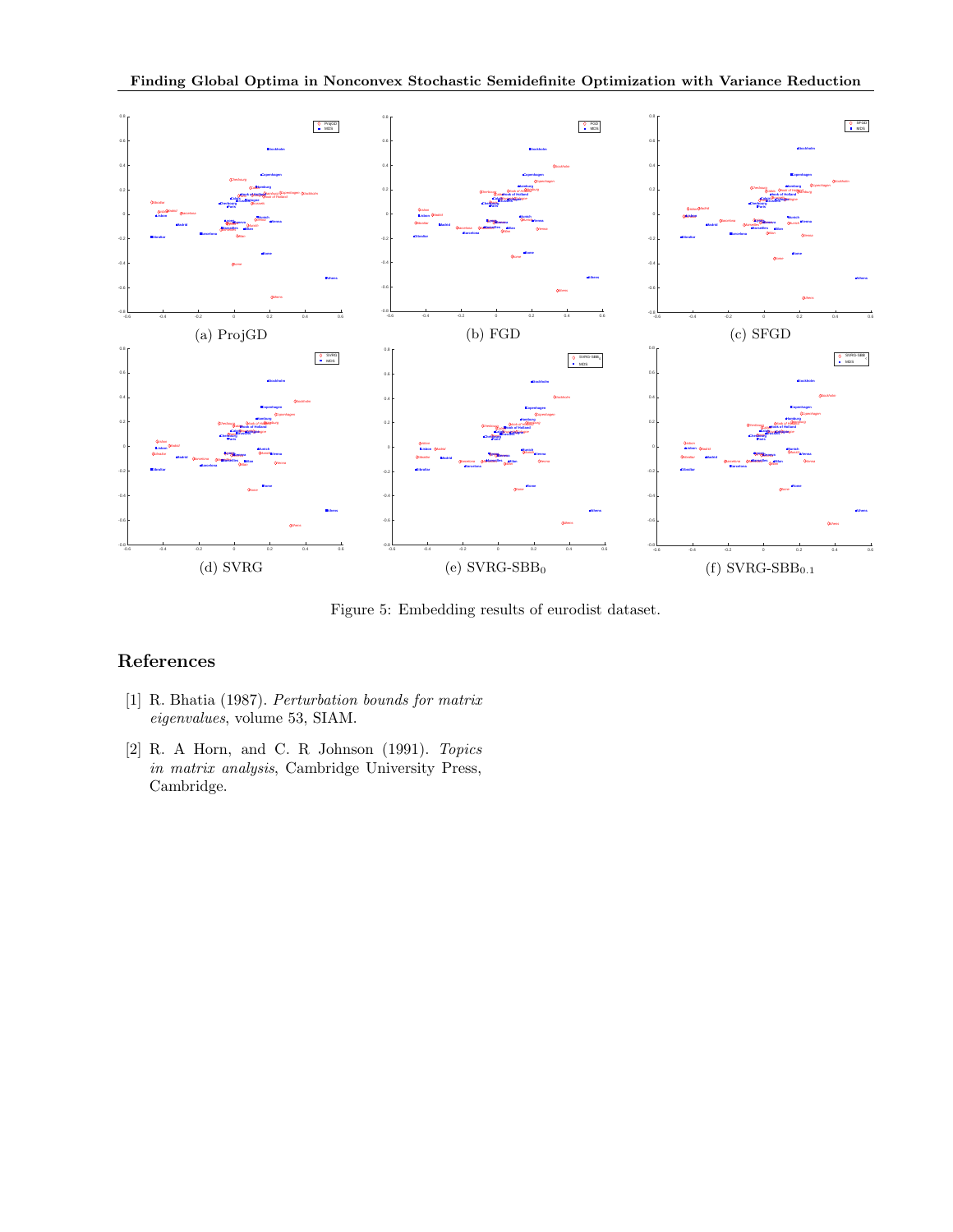(a) ProjGD

(b) FGD

(c) SFGD

(d) SVRG

(e) SVRG-SBB$_0$

(f) SVRG-SBB$_{0.1}$

Figure 5: Embedding results of eurodist dataset.

## References

[1] R. Bhatia (1987). *Perturbation bounds for matrix eigenvalues*, volume 53, SIAM.

[2] R. A Horn, and C. R Johnson (1991). *Topics in matrix analysis*, Cambridge University Press, Cambridge.